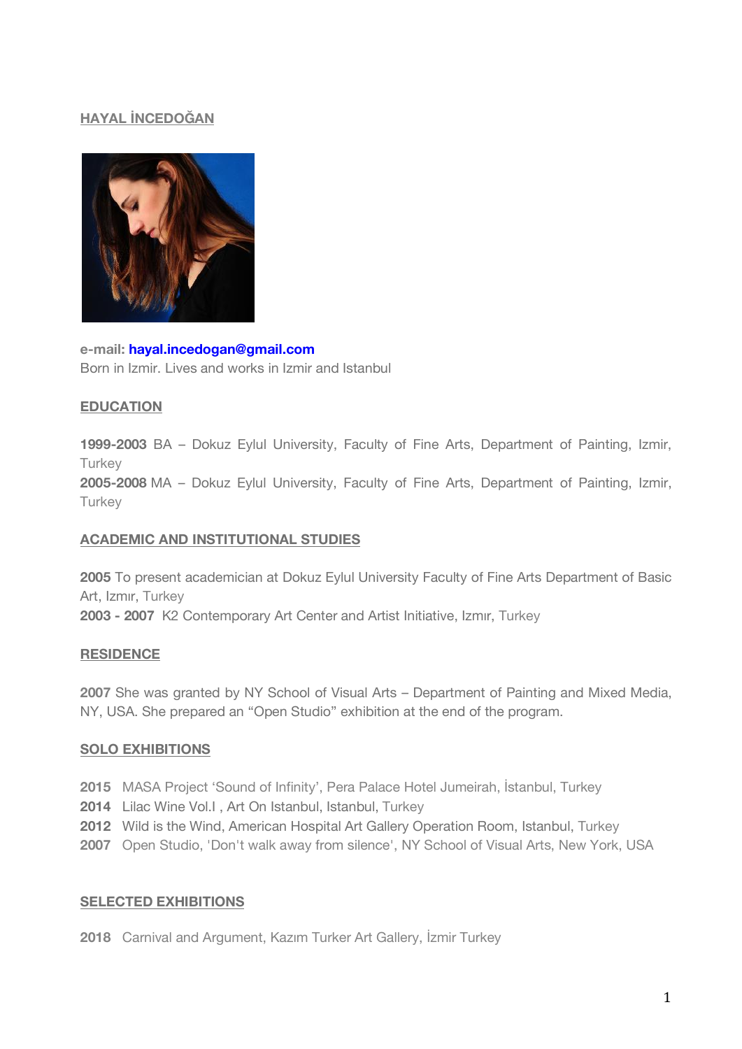# HAYAL İNCEDOĞAN

**e-mail:** hayal.incedogan@gmail.com
Born in Izmir. Lives and works in Izmir and Istanbul

## EDUCATION

**1999-2003** BA – Dokuz Eylul University, Faculty of Fine Arts, Department of Painting, Izmir, Turkey
**2005-2008** MA – Dokuz Eylul University, Faculty of Fine Arts, Department of Painting, Izmir, Turkey

## ACADEMIC AND INSTITUTIONAL STUDIES

**2005** To present academician at Dokuz Eylul University Faculty of Fine Arts Department of Basic Art, Izmır, Turkey
**2003 - 2007** K2 Contemporary Art Center and Artist Initiative, Izmır, Turkey

## RESIDENCE

**2007** She was granted by NY School of Visual Arts – Department of Painting and Mixed Media, NY, USA. She prepared an “Open Studio” exhibition at the end of the program.

## SOLO EXHIBITIONS

**2015** MASA Project ‘Sound of Infinity’, Pera Palace Hotel Jumeirah, İstanbul, Turkey
**2014** Lilac Wine Vol.I , Art On Istanbul, Istanbul, Turkey
**2012** Wild is the Wind, American Hospital Art Gallery Operation Room, Istanbul, Turkey
**2007** Open Studio, 'Don't walk away from silence', NY School of Visual Arts, New York, USA

## SELECTED EXHIBITIONS

**2018** Carnival and Argument, Kazım Turker Art Gallery, İzmir Turkey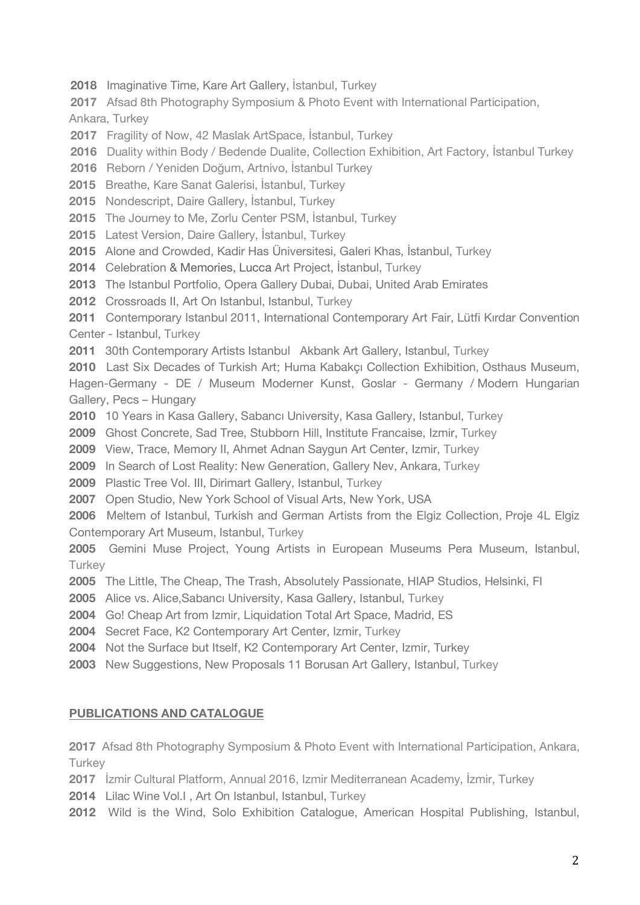**2018** Imaginative Time, Kare Art Gallery, İstanbul, Turkey

**2017** Afsad 8th Photography Symposium & Photo Event with International Participation, Ankara, Turkey

**2017** Fragility of Now, 42 Maslak ArtSpace, İstanbul, Turkey

**2016** Duality within Body / Bedende Dualite, Collection Exhibition, Art Factory, İstanbul Turkey

**2016** Reborn / Yeniden Doğum, Artnivo, İstanbul Turkey

**2015** Breathe, Kare Sanat Galerisi, İstanbul, Turkey

**2015** Nondescript, Daire Gallery, İstanbul, Turkey

**2015** The Journey to Me, Zorlu Center PSM, İstanbul, Turkey

**2015** Latest Version, Daire Gallery, İstanbul, Turkey

**2015** Alone and Crowded, Kadir Has Üniversitesi, Galeri Khas, İstanbul, Turkey

**2014** Celebration & Memories, Lucca Art Project, İstanbul, Turkey

**2013** The Istanbul Portfolio, Opera Gallery Dubai, Dubai, United Arab Emirates

**2012** Crossroads II, Art On Istanbul, Istanbul, Turkey

**2011** Contemporary Istanbul 2011, International Contemporary Art Fair, Lütfi Kırdar Convention Center - Istanbul, Turkey

**2011** 30th Contemporary Artists Istanbul Akbank Art Gallery, Istanbul, Turkey

**2010** Last Six Decades of Turkish Art; Huma Kabakçı Collection Exhibition, Osthaus Museum, Hagen-Germany - DE / Museum Moderner Kunst, Goslar - Germany / Modern Hungarian Gallery, Pecs – Hungary

**2010** 10 Years in Kasa Gallery, Sabancı University, Kasa Gallery, Istanbul, Turkey

**2009** Ghost Concrete, Sad Tree, Stubborn Hill, Institute Francaise, Izmir, Turkey

**2009** View, Trace, Memory II, Ahmet Adnan Saygun Art Center, Izmir, Turkey

**2009** In Search of Lost Reality: New Generation, Gallery Nev, Ankara, Turkey

**2009** Plastic Tree Vol. III, Dirimart Gallery, Istanbul, Turkey

**2007** Open Studio, New York School of Visual Arts, New York, USA

**2006** Meltem of Istanbul, Turkish and German Artists from the Elgiz Collection, Proje 4L Elgiz Contemporary Art Museum, Istanbul, Turkey

**2005** Gemini Muse Project, Young Artists in European Museums Pera Museum, Istanbul, Turkey

**2005** The Little, The Cheap, The Trash, Absolutely Passionate, HIAP Studios, Helsinki, FI

**2005** Alice vs. Alice,Sabancı University, Kasa Gallery, Istanbul, Turkey

**2004** Go! Cheap Art from Izmir, Liquidation Total Art Space, Madrid, ES

**2004** Secret Face, K2 Contemporary Art Center, Izmir, Turkey

**2004** Not the Surface but Itself, K2 Contemporary Art Center, Izmir, Turkey

**2003** New Suggestions, New Proposals 11 Borusan Art Gallery, Istanbul, Turkey

## PUBLICATIONS AND CATALOGUE

**2017** Afsad 8th Photography Symposium & Photo Event with International Participation, Ankara, Turkey

**2017** İzmir Cultural Platform, Annual 2016, Izmir Mediterranean Academy, İzmir, Turkey

**2014** Lilac Wine Vol.I , Art On Istanbul, Istanbul, Turkey

**2012** Wild is the Wind, Solo Exhibition Catalogue, American Hospital Publishing, Istanbul,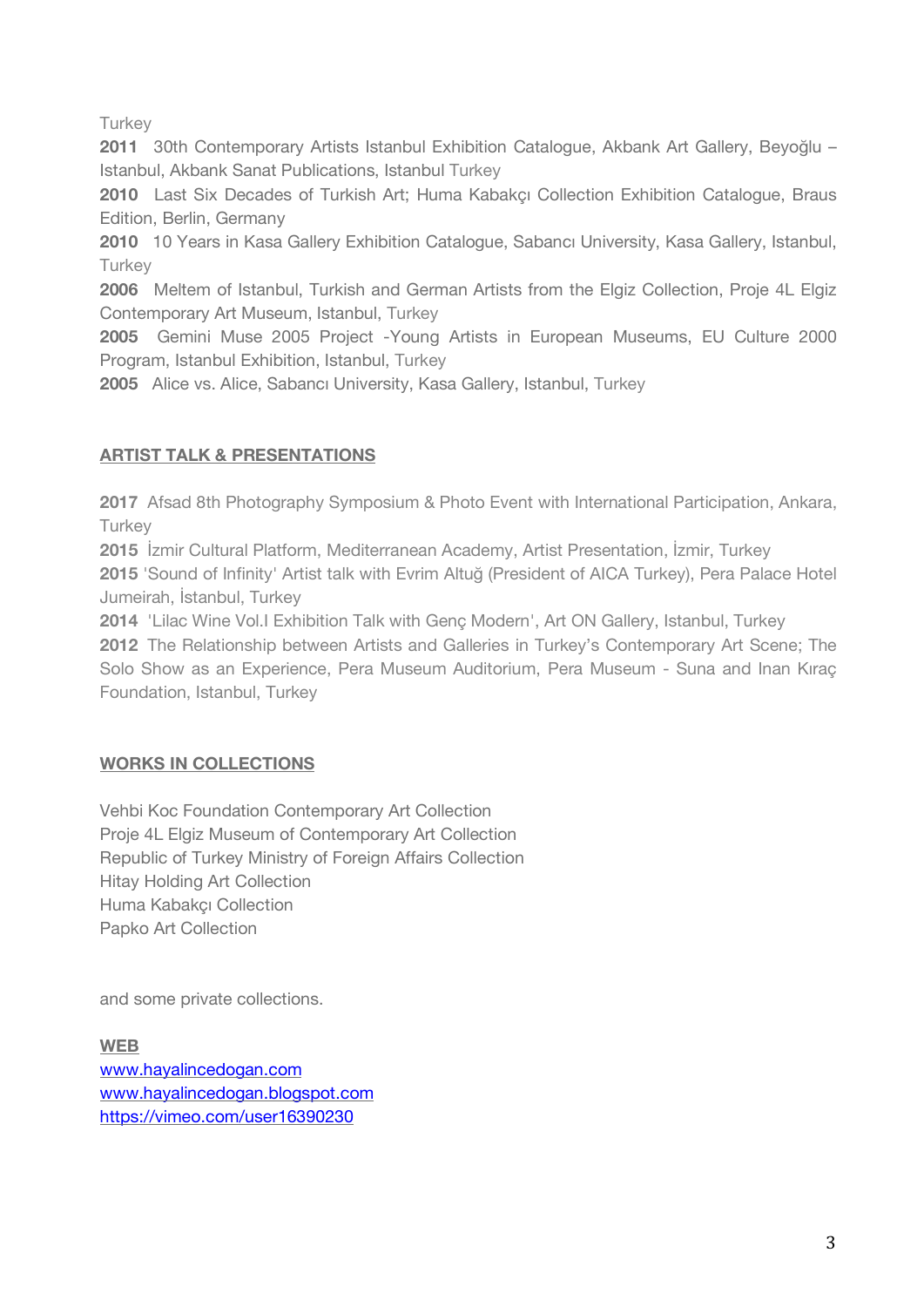Turkey

**2011** 30th Contemporary Artists Istanbul Exhibition Catalogue, Akbank Art Gallery, Beyoğlu – Istanbul, Akbank Sanat Publications, Istanbul Turkey

**2010** Last Six Decades of Turkish Art; Huma Kabakçı Collection Exhibition Catalogue, Braus Edition, Berlin, Germany

**2010** 10 Years in Kasa Gallery Exhibition Catalogue, Sabancı University, Kasa Gallery, Istanbul, Turkey

**2006** Meltem of Istanbul, Turkish and German Artists from the Elgiz Collection, Proje 4L Elgiz Contemporary Art Museum, Istanbul, Turkey

**2005** Gemini Muse 2005 Project -Young Artists in European Museums, EU Culture 2000 Program, Istanbul Exhibition, Istanbul, Turkey

**2005** Alice vs. Alice, Sabancı University, Kasa Gallery, Istanbul, Turkey

## ARTIST TALK & PRESENTATIONS

**2017** Afsad 8th Photography Symposium & Photo Event with International Participation, Ankara, Turkey

**2015** İzmir Cultural Platform, Mediterranean Academy, Artist Presentation, İzmir, Turkey

**2015** 'Sound of Infinity' Artist talk with Evrim Altuğ (President of AICA Turkey), Pera Palace Hotel Jumeirah, İstanbul, Turkey

**2014** 'Lilac Wine Vol.I Exhibition Talk with Genç Modern', Art ON Gallery, Istanbul, Turkey

**2012** The Relationship between Artists and Galleries in Turkey's Contemporary Art Scene; The Solo Show as an Experience, Pera Museum Auditorium, Pera Museum - Suna and Inan Kıraç Foundation, Istanbul, Turkey

## WORKS IN COLLECTIONS

Vehbi Koc Foundation Contemporary Art Collection
Proje 4L Elgiz Museum of Contemporary Art Collection
Republic of Turkey Ministry of Foreign Affairs Collection
Hitay Holding Art Collection
Huma Kabakçı Collection
Papko Art Collection

and some private collections.

## WEB

www.hayalincedogan.com
www.hayalincedogan.blogspot.com
https://vimeo.com/user16390230